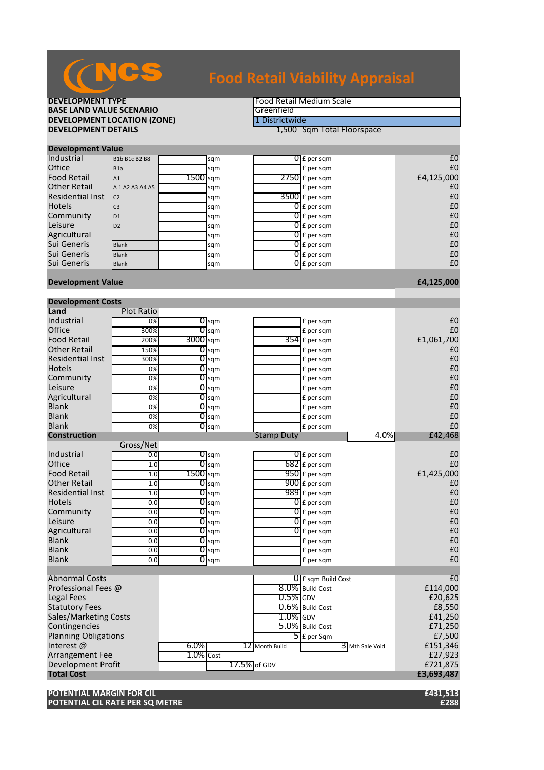# Food Retail Viability Appraisal

| | |
|---|---|
| **DEVELOPMENT TYPE** | Food Retail Medium Scale |
| **BASE LAND VALUE SCENARIO** | Greenfield |
| **DEVELOPMENT LOCATION (ZONE)** | 1 Districtwide |
| **DEVELOPMENT DETAILS** | 1,500 Sqm Total Floorspace |

## Development Value

| | Use Class | Area | | Rate | | Value |
|---|---|---|---|---|---|---|
| Industrial | B1b B1c B2 B8 | | sqm | 0 | £ per sqm | £0 |
| Office | B1a | | sqm | | £ per sqm | £0 |
| Food Retail | A1 | 1500 | sqm | 2750 | £ per sqm | £4,125,000 |
| Other Retail | A 1 A2 A3 A4 A5 | | sqm | | £ per sqm | £0 |
| Residential Inst | C2 | | sqm | 3500 | £ per sqm | £0 |
| Hotels | C3 | | sqm | 0 | £ per sqm | £0 |
| Community | D1 | | sqm | 0 | £ per sqm | £0 |
| Leisure | D2 | | sqm | 0 | £ per sqm | £0 |
| Agricultural | | | sqm | 0 | £ per sqm | £0 |
| Sui Generis | Blank | | sqm | 0 | £ per sqm | £0 |
| Sui Generis | Blank | | sqm | 0 | £ per sqm | £0 |
| Sui Generis | Blank | | sqm | 0 | £ per sqm | £0 |
| **Development Value** | | | | | | **£4,125,000** |

## Development Costs

| **Land** | Plot Ratio | Area | | Rate | | Cost |
|---|---|---|---|---|---|---|
| Industrial | 0% | 0 | sqm | | £ per sqm | £0 |
| Office | 300% | 0 | sqm | | £ per sqm | £0 |
| Food Retail | 200% | 3000 | sqm | 354 | £ per sqm | £1,061,700 |
| Other Retail | 150% | 0 | sqm | | £ per sqm | £0 |
| Residential Inst | 300% | 0 | sqm | | £ per sqm | £0 |
| Hotels | 0% | 0 | sqm | | £ per sqm | £0 |
| Community | 0% | 0 | sqm | | £ per sqm | £0 |
| Leisure | 0% | 0 | sqm | | £ per sqm | £0 |
| Agricultural | 0% | 0 | sqm | | £ per sqm | £0 |
| Blank | 0% | 0 | sqm | | £ per sqm | £0 |
| Blank | 0% | 0 | sqm | | £ per sqm | £0 |
| Blank | 0% | 0 | sqm | | £ per sqm | £0 |
| **Construction** | | | | Stamp Duty | 4.0% | £42,468 |

| | Gross/Net | Area | | Rate | | Cost |
|---|---|---|---|---|---|---|
| Industrial | 0.0 | 0 | sqm | 0 | £ per sqm | £0 |
| Office | 1.0 | 0 | sqm | 682 | £ per sqm | £0 |
| Food Retail | 1.0 | 1500 | sqm | 950 | £ per sqm | £1,425,000 |
| Other Retail | 1.0 | 0 | sqm | 900 | £ per sqm | £0 |
| Residential Inst | 1.0 | 0 | sqm | 989 | £ per sqm | £0 |
| Hotels | 0.0 | 0 | sqm | 0 | £ per sqm | £0 |
| Community | 0.0 | 0 | sqm | 0 | £ per sqm | £0 |
| Leisure | 0.0 | 0 | sqm | 0 | £ per sqm | £0 |
| Agricultural | 0.0 | 0 | sqm | 0 | £ per sqm | £0 |
| Blank | 0.0 | 0 | sqm | | £ per sqm | £0 |
| Blank | 0.0 | 0 | sqm | | £ per sqm | £0 |
| Blank | 0.0 | 0 | sqm | | £ per sqm | £0 |

| | | | | | |
|---|---|---|---|---|---|
| Abnormal Costs | | | 0 | £ sqm Build Cost | £0 |
| Professional Fees @ | | | 8.0% | Build Cost | £114,000 |
| Legal Fees | | | 0.5% | GDV | £20,625 |
| Statutory Fees | | | 0.6% | Build Cost | £8,550 |
| Sales/Marketing Costs | | | 1.0% | GDV | £41,250 |
| Contingencies | | | 5.0% | Build Cost | £71,250 |
| Planning Obligations | | | 5 | £ per Sqm | £7,500 |
| Interest @ | 6.0% | 12 Month Build | 3 | Mth Sale Void | £151,346 |
| Arrangement Fee | 1.0% | Cost | | | £27,923 |
| Development Profit | | 17.5% | of GDV | | £721,875 |
| **Total Cost** | | | | | **£3,693,487** |

| | |
|---|---|
| **POTENTIAL MARGIN FOR CIL** | **£431,513** |
| **POTENTIAL CIL RATE PER SQ METRE** | **£288** |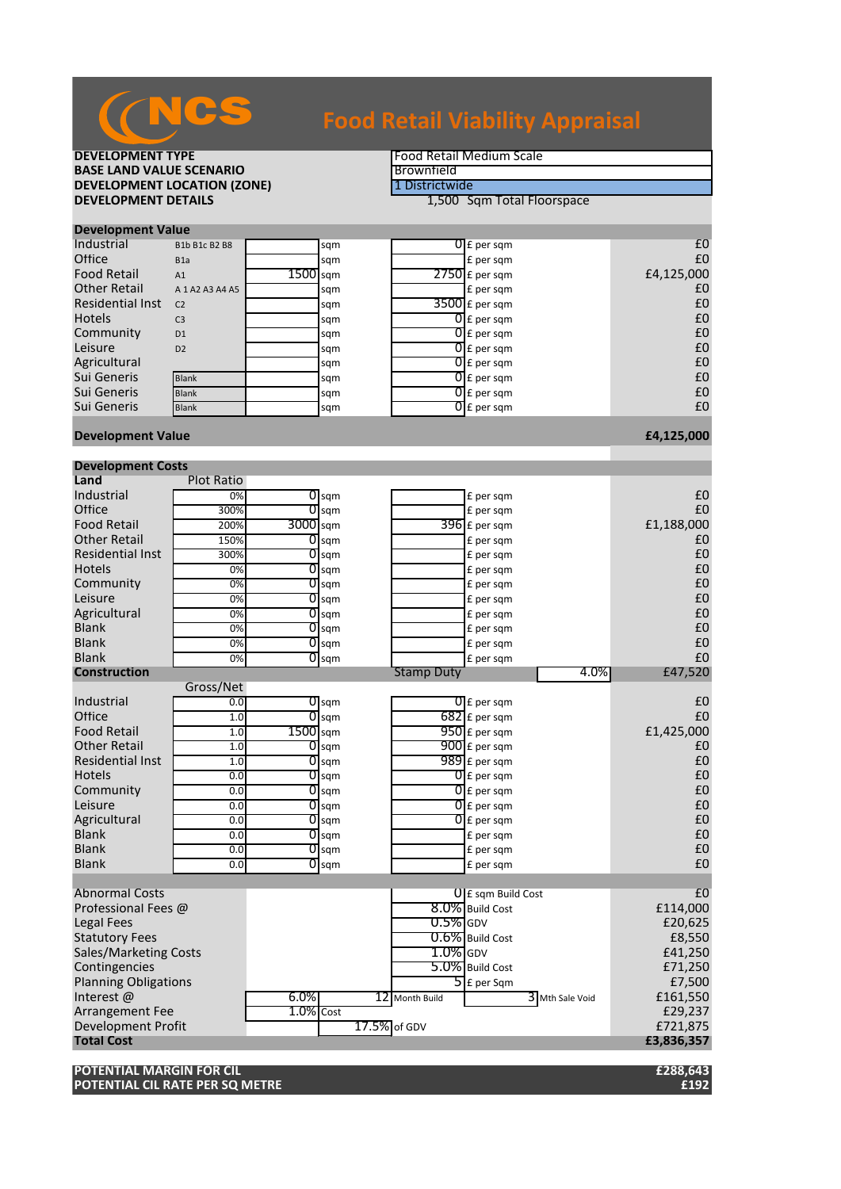# NCS Food Retail Viability Appraisal

| | |
|---|---|
| **DEVELOPMENT TYPE** | Food Retail Medium Scale |
| **BASE LAND VALUE SCENARIO** | Brownfield |
| **DEVELOPMENT LOCATION (ZONE)** | 1 Districtwide |
| **DEVELOPMENT DETAILS** | 1,500 Sqm Total Floorspace |

## Development Value

| | | | | | | |
|---|---|---|---|---|---|---|
| Industrial | B1b B1c B2 B8 | | sqm | 0 | £ per sqm | £0 |
| Office | B1a | | sqm | | £ per sqm | £0 |
| Food Retail | A1 | 1500 | sqm | 2750 | £ per sqm | £4,125,000 |
| Other Retail | A 1 A2 A3 A4 A5 | | sqm | | £ per sqm | £0 |
| Residential Inst | C2 | | sqm | 3500 | £ per sqm | £0 |
| Hotels | C3 | | sqm | 0 | £ per sqm | £0 |
| Community | D1 | | sqm | 0 | £ per sqm | £0 |
| Leisure | D2 | | sqm | 0 | £ per sqm | £0 |
| Agricultural | | | sqm | 0 | £ per sqm | £0 |
| Sui Generis | Blank | | sqm | 0 | £ per sqm | £0 |
| Sui Generis | Blank | | sqm | 0 | £ per sqm | £0 |
| Sui Generis | Blank | | sqm | 0 | £ per sqm | £0 |
| **Development Value** | | | | | | **£4,125,000** |

## Development Costs

| **Land** | Plot Ratio | | | | | |
|---|---|---|---|---|---|---|
| Industrial | 0% | 0 | sqm | | £ per sqm | £0 |
| Office | 300% | 0 | sqm | | £ per sqm | £0 |
| Food Retail | 200% | 3000 | sqm | 396 | £ per sqm | £1,188,000 |
| Other Retail | 150% | 0 | sqm | | £ per sqm | £0 |
| Residential Inst | 300% | 0 | sqm | | £ per sqm | £0 |
| Hotels | 0% | 0 | sqm | | £ per sqm | £0 |
| Community | 0% | 0 | sqm | | £ per sqm | £0 |
| Leisure | 0% | 0 | sqm | | £ per sqm | £0 |
| Agricultural | 0% | 0 | sqm | | £ per sqm | £0 |
| Blank | 0% | 0 | sqm | | £ per sqm | £0 |
| Blank | 0% | 0 | sqm | | £ per sqm | £0 |
| Blank | 0% | 0 | sqm | | £ per sqm | £0 |
| | | | | Stamp Duty | 4.0% | £47,520 |

| **Construction** | Gross/Net | | | | | |
|---|---|---|---|---|---|---|
| Industrial | 0.0 | 0 | sqm | 0 | £ per sqm | £0 |
| Office | 1.0 | 0 | sqm | 682 | £ per sqm | £0 |
| Food Retail | 1.0 | 1500 | sqm | 950 | £ per sqm | £1,425,000 |
| Other Retail | 1.0 | 0 | sqm | 900 | £ per sqm | £0 |
| Residential Inst | 1.0 | 0 | sqm | 989 | £ per sqm | £0 |
| Hotels | 0.0 | 0 | sqm | 0 | £ per sqm | £0 |
| Community | 0.0 | 0 | sqm | 0 | £ per sqm | £0 |
| Leisure | 0.0 | 0 | sqm | 0 | £ per sqm | £0 |
| Agricultural | 0.0 | 0 | sqm | 0 | £ per sqm | £0 |
| Blank | 0.0 | 0 | sqm | | £ per sqm | £0 |
| Blank | 0.0 | 0 | sqm | | £ per sqm | £0 |
| Blank | 0.0 | 0 | sqm | | £ per sqm | £0 |

| | | | |
|---|---|---|---|
| Abnormal Costs | 0 | £ sqm Build Cost | £0 |
| Professional Fees @ | 8.0% | Build Cost | £114,000 |
| Legal Fees | 0.5% | GDV | £20,625 |
| Statutory Fees | 0.6% | Build Cost | £8,550 |
| Sales/Marketing Costs | 1.0% | GDV | £41,250 |
| Contingencies | 5.0% | Build Cost | £71,250 |
| Planning Obligations | 5 | £ per Sqm | £7,500 |
| Interest @ | 6.0% | 12 Month Build; 3 Mth Sale Void | £161,550 |
| Arrangement Fee | 1.0% | Cost | £29,237 |
| Development Profit | 17.5% | of GDV | £721,875 |
| **Total Cost** | | | **£3,836,357** |

| | |
|---|---|
| **POTENTIAL MARGIN FOR CIL** | **£288,643** |
| **POTENTIAL CIL RATE PER SQ METRE** | **£192** |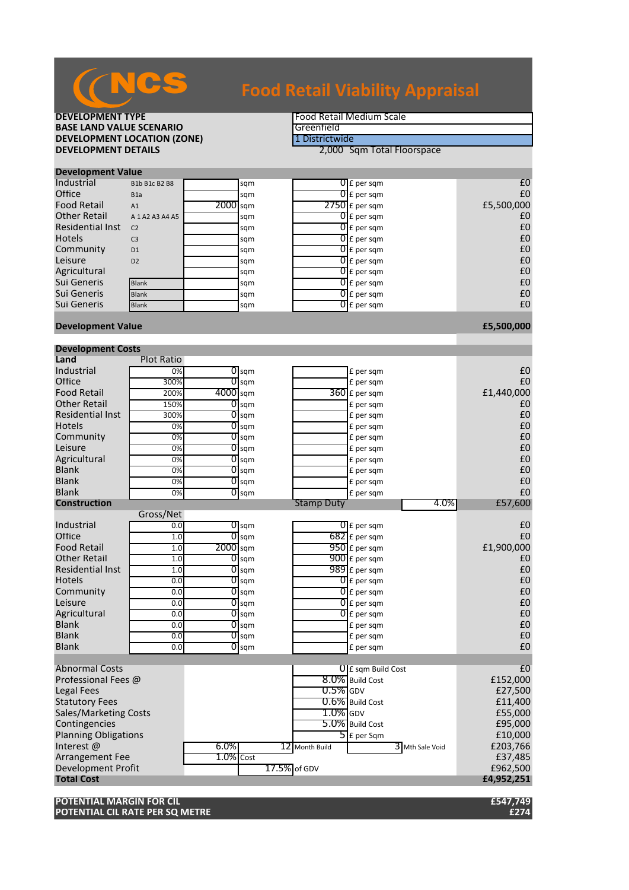# NCS Food Retail Viability Appraisal

| | |
|---|---|
| **DEVELOPMENT TYPE** | Food Retail Medium Scale |
| **BASE LAND VALUE SCENARIO** | Greenfield |
| **DEVELOPMENT LOCATION (ZONE)** | 1 Districtwide |
| **DEVELOPMENT DETAILS** | 2,000 Sqm Total Floorspace |

## Development Value

| | | | | | | |
|---|---|---|---|---|---|---|
| Industrial | B1b B1c B2 B8 | | sqm | 0 | £ per sqm | £0 |
| Office | B1a | | sqm | 0 | £ per sqm | £0 |
| Food Retail | A1 | 2000 | sqm | 2750 | £ per sqm | £5,500,000 |
| Other Retail | A 1 A2 A3 A4 A5 | | sqm | 0 | £ per sqm | £0 |
| Residential Inst | C2 | | sqm | 0 | £ per sqm | £0 |
| Hotels | C3 | | sqm | 0 | £ per sqm | £0 |
| Community | D1 | | sqm | 0 | £ per sqm | £0 |
| Leisure | D2 | | sqm | 0 | £ per sqm | £0 |
| Agricultural | | | sqm | 0 | £ per sqm | £0 |
| Sui Generis | Blank | | sqm | 0 | £ per sqm | £0 |
| Sui Generis | Blank | | sqm | 0 | £ per sqm | £0 |
| Sui Generis | Blank | | sqm | 0 | £ per sqm | £0 |
| **Development Value** | | | | | | **£5,500,000** |

## Development Costs

| | | | | | | |
|---|---|---|---|---|---|---|
| **Land** | Plot Ratio | | | | | |
| Industrial | 0% | 0 | sqm | | £ per sqm | £0 |
| Office | 300% | 0 | sqm | | £ per sqm | £0 |
| Food Retail | 200% | 4000 | sqm | 360 | £ per sqm | £1,440,000 |
| Other Retail | 150% | 0 | sqm | | £ per sqm | £0 |
| Residential Inst | 300% | 0 | sqm | | £ per sqm | £0 |
| Hotels | 0% | 0 | sqm | | £ per sqm | £0 |
| Community | 0% | 0 | sqm | | £ per sqm | £0 |
| Leisure | 0% | 0 | sqm | | £ per sqm | £0 |
| Agricultural | 0% | 0 | sqm | | £ per sqm | £0 |
| Blank | 0% | 0 | sqm | | £ per sqm | £0 |
| Blank | 0% | 0 | sqm | | £ per sqm | £0 |
| Blank | 0% | 0 | sqm | | £ per sqm | £0 |
| **Construction** | | | | Stamp Duty | 4.0% | £57,600 |
| | Gross/Net | | | | | |
| Industrial | 0.0 | 0 | sqm | 0 | £ per sqm | £0 |
| Office | 1.0 | 0 | sqm | 682 | £ per sqm | £0 |
| Food Retail | 1.0 | 2000 | sqm | 950 | £ per sqm | £1,900,000 |
| Other Retail | 1.0 | 0 | sqm | 900 | £ per sqm | £0 |
| Residential Inst | 1.0 | 0 | sqm | 989 | £ per sqm | £0 |
| Hotels | 0.0 | 0 | sqm | 0 | £ per sqm | £0 |
| Community | 0.0 | 0 | sqm | 0 | £ per sqm | £0 |
| Leisure | 0.0 | 0 | sqm | 0 | £ per sqm | £0 |
| Agricultural | 0.0 | 0 | sqm | 0 | £ per sqm | £0 |
| Blank | 0.0 | 0 | sqm | | £ per sqm | £0 |
| Blank | 0.0 | 0 | sqm | | £ per sqm | £0 |
| Blank | 0.0 | 0 | sqm | | £ per sqm | £0 |

| | | | | | | |
|---|---|---|---|---|---|---|
| Abnormal Costs | | | | 0 | £ sqm Build Cost | £0 |
| Professional Fees @ | | | | 8.0% | Build Cost | £152,000 |
| Legal Fees | | | | 0.5% | GDV | £27,500 |
| Statutory Fees | | | | 0.6% | Build Cost | £11,400 |
| Sales/Marketing Costs | | | | 1.0% | GDV | £55,000 |
| Contingencies | | | | 5.0% | Build Cost | £95,000 |
| Planning Obligations | | | | 5 | £ per Sqm | £10,000 |
| Interest @ | 6.0% | 12 | Month Build | 3 | Mth Sale Void | £203,766 |
| Arrangement Fee | 1.0% | Cost | | | | £37,485 |
| Development Profit | | 17.5% | of GDV | | | £962,500 |
| **Total Cost** | | | | | | **£4,952,251** |

| | |
|---|---|
| **POTENTIAL MARGIN FOR CIL** | **£547,749** |
| **POTENTIAL CIL RATE PER SQ METRE** | **£274** |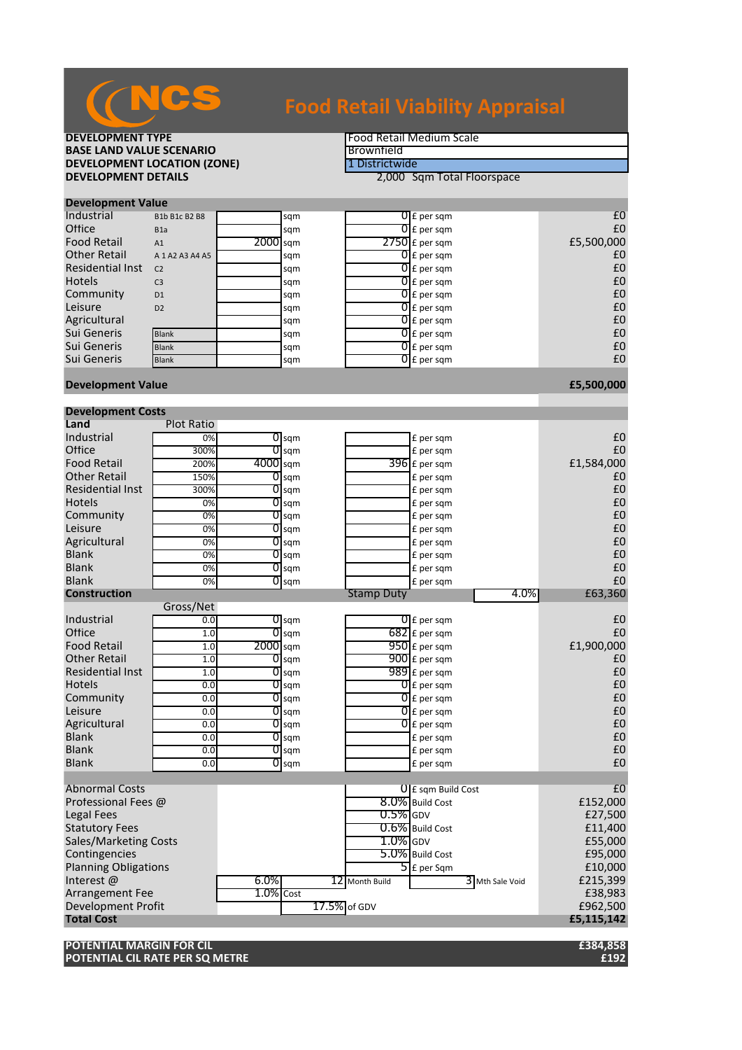# NCS Food Retail Viability Appraisal

| | |
|---|---|
| **DEVELOPMENT TYPE** | Food Retail Medium Scale |
| **BASE LAND VALUE SCENARIO** | Brownfield |
| **DEVELOPMENT LOCATION (ZONE)** | 1 Districtwide |
| **DEVELOPMENT DETAILS** | 2,000 Sqm Total Floorspace |

## Development Value

| | | | | | | |
|---|---|---|---|---|---|---|
| Industrial | B1b B1c B2 B8 | | sqm | 0 | £ per sqm | £0 |
| Office | B1a | | sqm | 0 | £ per sqm | £0 |
| Food Retail | A1 | 2000 | sqm | 2750 | £ per sqm | £5,500,000 |
| Other Retail | A 1 A2 A3 A4 A5 | | sqm | 0 | £ per sqm | £0 |
| Residential Inst | C2 | | sqm | 0 | £ per sqm | £0 |
| Hotels | C3 | | sqm | 0 | £ per sqm | £0 |
| Community | D1 | | sqm | 0 | £ per sqm | £0 |
| Leisure | D2 | | sqm | 0 | £ per sqm | £0 |
| Agricultural | | | sqm | 0 | £ per sqm | £0 |
| Sui Generis | Blank | | sqm | 0 | £ per sqm | £0 |
| Sui Generis | Blank | | sqm | 0 | £ per sqm | £0 |
| Sui Generis | Blank | | sqm | 0 | £ per sqm | £0 |
| **Development Value** | | | | | | **£5,500,000** |

## Development Costs

| | | | | | | | |
|---|---|---|---|---|---|---|---|
| **Land** | Plot Ratio | | | | | | |
| Industrial | 0% | 0 | sqm | | £ per sqm | | £0 |
| Office | 300% | 0 | sqm | | £ per sqm | | £0 |
| Food Retail | 200% | 4000 | sqm | 396 | £ per sqm | | £1,584,000 |
| Other Retail | 150% | 0 | sqm | | £ per sqm | | £0 |
| Residential Inst | 300% | 0 | sqm | | £ per sqm | | £0 |
| Hotels | 0% | 0 | sqm | | £ per sqm | | £0 |
| Community | 0% | 0 | sqm | | £ per sqm | | £0 |
| Leisure | 0% | 0 | sqm | | £ per sqm | | £0 |
| Agricultural | 0% | 0 | sqm | | £ per sqm | | £0 |
| Blank | 0% | 0 | sqm | | £ per sqm | | £0 |
| Blank | 0% | 0 | sqm | | £ per sqm | | £0 |
| Blank | 0% | 0 | sqm | | £ per sqm | | £0 |
| **Construction** | | | | Stamp Duty | | 4.0% | £63,360 |
| | Gross/Net | | | | | | |
| Industrial | 0.0 | 0 | sqm | 0 | £ per sqm | | £0 |
| Office | 1.0 | 0 | sqm | 682 | £ per sqm | | £0 |
| Food Retail | 1.0 | 2000 | sqm | 950 | £ per sqm | | £1,900,000 |
| Other Retail | 1.0 | 0 | sqm | 900 | £ per sqm | | £0 |
| Residential Inst | 1.0 | 0 | sqm | 989 | £ per sqm | | £0 |
| Hotels | 0.0 | 0 | sqm | 0 | £ per sqm | | £0 |
| Community | 0.0 | 0 | sqm | 0 | £ per sqm | | £0 |
| Leisure | 0.0 | 0 | sqm | 0 | £ per sqm | | £0 |
| Agricultural | 0.0 | 0 | sqm | 0 | £ per sqm | | £0 |
| Blank | 0.0 | 0 | sqm | | £ per sqm | | £0 |
| Blank | 0.0 | 0 | sqm | | £ per sqm | | £0 |
| Blank | 0.0 | 0 | sqm | | £ per sqm | | £0 |

| | | | | | | |
|---|---|---|---|---|---|---|
| Abnormal Costs | | | 0 | £ sqm Build Cost | | £0 |
| Professional Fees @ | | | 8.0% | Build Cost | | £152,000 |
| Legal Fees | | | 0.5% | GDV | | £27,500 |
| Statutory Fees | | | 0.6% | Build Cost | | £11,400 |
| Sales/Marketing Costs | | | 1.0% | GDV | | £55,000 |
| Contingencies | | | 5.0% | Build Cost | | £95,000 |
| Planning Obligations | | | 5 | £ per Sqm | | £10,000 |
| Interest @ | 6.0% | 12 | Month Build | 3 | Mth Sale Void | £215,399 |
| Arrangement Fee | 1.0% | Cost | | | | £38,983 |
| Development Profit | | 17.5% | of GDV | | | £962,500 |
| **Total Cost** | | | | | | **£5,115,142** |

| | |
|---|---|
| **POTENTIAL MARGIN FOR CIL** | **£384,858** |
| **POTENTIAL CIL RATE PER SQ METRE** | **£192** |